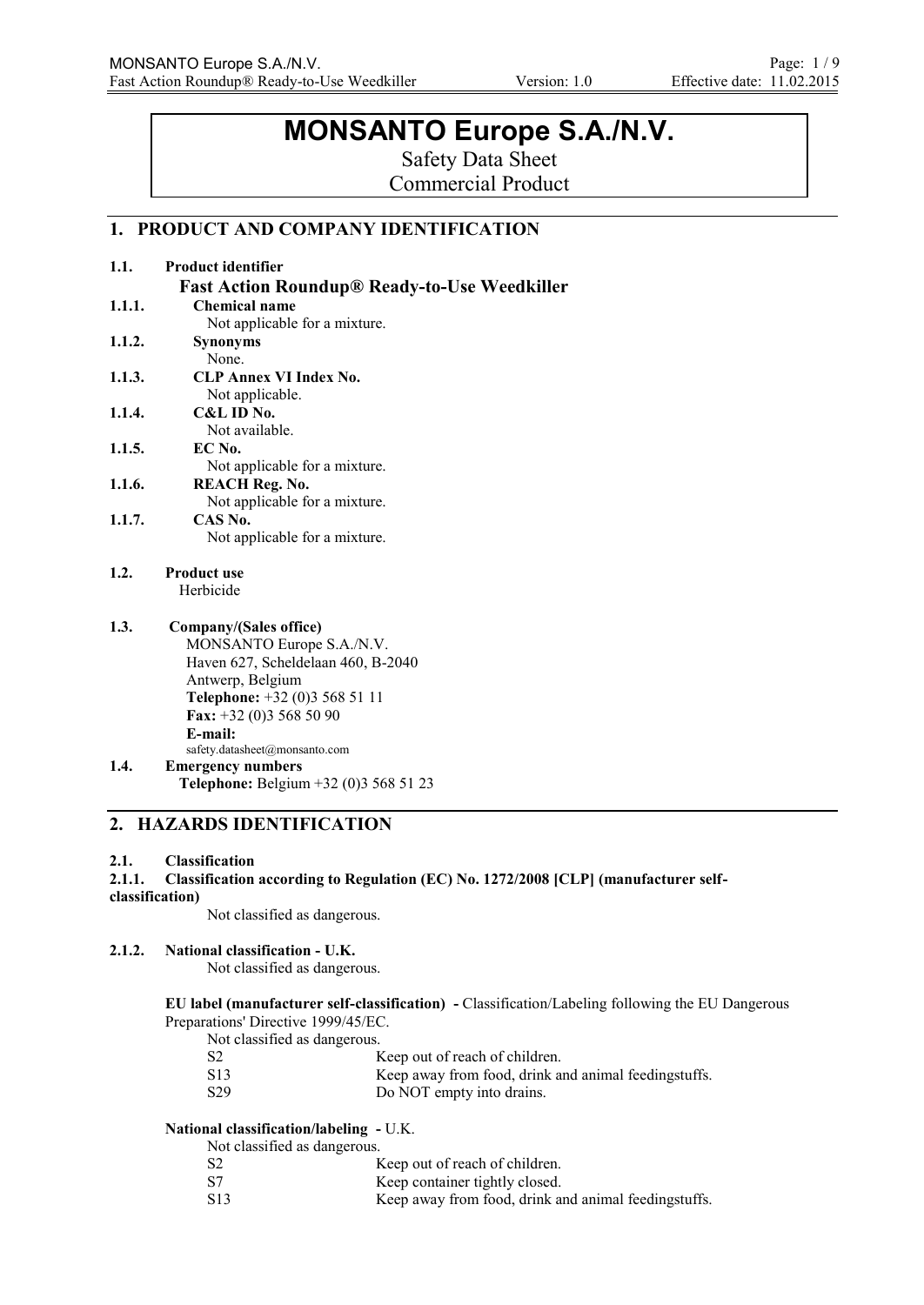# MONSANTO Europe S.A./N.V.

Safety Data Sheet
Commercial Product

## 1. PRODUCT AND COMPANY IDENTIFICATION

**1.1. Product identifier**

**Fast Action Roundup® Ready-to-Use Weedkiller**

**1.1.1. Chemical name**
Not applicable for a mixture.

**1.1.2. Synonyms**
None.

**1.1.3. CLP Annex VI Index No.**
Not applicable.

**1.1.4. C&L ID No.**
Not available.

**1.1.5. EC No.**
Not applicable for a mixture.

**1.1.6. REACH Reg. No.**
Not applicable for a mixture.

**1.1.7. CAS No.**
Not applicable for a mixture.

**1.2. Product use**
Herbicide

**1.3. Company/(Sales office)**
MONSANTO Europe S.A./N.V.
Haven 627, Scheldelaan 460, B-2040
Antwerp, Belgium
**Telephone:** +32 (0)3 568 51 11
**Fax:** +32 (0)3 568 50 90
**E-mail:**
safety.datasheet@monsanto.com

**1.4. Emergency numbers**
**Telephone:** Belgium +32 (0)3 568 51 23

## 2. HAZARDS IDENTIFICATION

**2.1. Classification**

**2.1.1. Classification according to Regulation (EC) No. 1272/2008 [CLP] (manufacturer self-classification)**
Not classified as dangerous.

**2.1.2. National classification - U.K.**
Not classified as dangerous.

**EU label (manufacturer self-classification) -** Classification/Labeling following the EU Dangerous Preparations' Directive 1999/45/EC.

Not classified as dangerous.

| | |
|---|---|
| S2 | Keep out of reach of children. |
| S13 | Keep away from food, drink and animal feedingstuffs. |
| S29 | Do NOT empty into drains. |

**National classification/labeling -** U.K.

Not classified as dangerous.

| | |
|---|---|
| S2 | Keep out of reach of children. |
| S7 | Keep container tightly closed. |
| S13 | Keep away from food, drink and animal feedingstuffs. |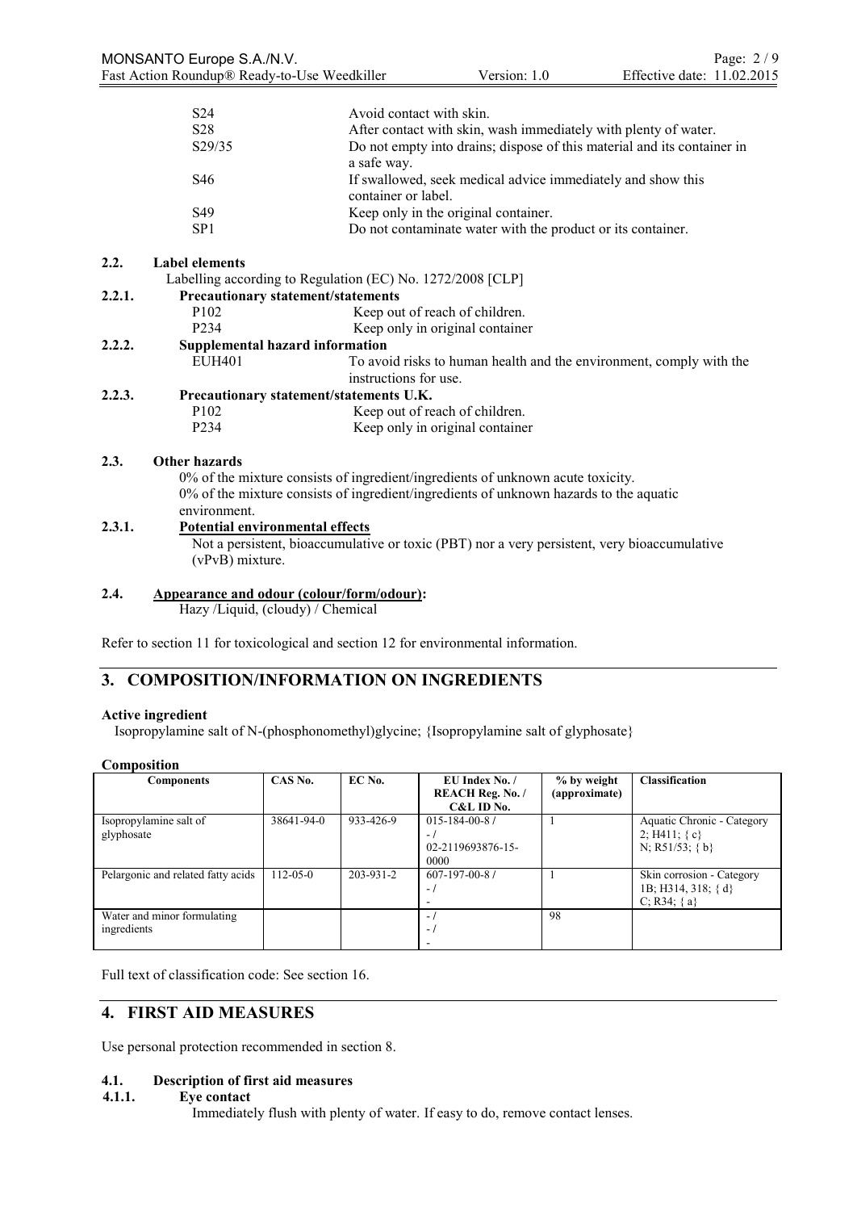| | |
|---|---|
| S24 | Avoid contact with skin. |
| S28 | After contact with skin, wash immediately with plenty of water. |
| S29/35 | Do not empty into drains; dispose of this material and its container in a safe way. |
| S46 | If swallowed, seek medical advice immediately and show this container or label. |
| S49 | Keep only in the original container. |
| SP1 | Do not contaminate water with the product or its container. |

## 2.2. Label elements

Labelling according to Regulation (EC) No. 1272/2008 [CLP]

### 2.2.1. Precautionary statement/statements

| | |
|---|---|
| P102 | Keep out of reach of children. |
| P234 | Keep only in original container |

### 2.2.2. Supplemental hazard information

| | |
|---|---|
| EUH401 | To avoid risks to human health and the environment, comply with the instructions for use. |

### 2.2.3. Precautionary statement/statements U.K.

| | |
|---|---|
| P102 | Keep out of reach of children. |
| P234 | Keep only in original container |

## 2.3. Other hazards

0% of the mixture consists of ingredient/ingredients of unknown acute toxicity.
0% of the mixture consists of ingredient/ingredients of unknown hazards to the aquatic environment.

### 2.3.1. Potential environmental effects

Not a persistent, bioaccumulative or toxic (PBT) nor a very persistent, very bioaccumulative (vPvB) mixture.

## 2.4. Appearance and odour (colour/form/odour):

Hazy /Liquid, (cloudy) / Chemical

Refer to section 11 for toxicological and section 12 for environmental information.

# 3. COMPOSITION/INFORMATION ON INGREDIENTS

**Active ingredient**

Isopropylamine salt of N-(phosphonomethyl)glycine; {Isopropylamine salt of glyphosate}

**Composition**

| Components | CAS No. | EC No. | EU Index No. / REACH Reg. No. / C&L ID No. | % by weight (approximate) | Classification |
|---|---|---|---|---|---|
| Isopropylamine salt of glyphosate | 38641-94-0 | 933-426-9 | 015-184-00-8 / - / 02-2119693876-15-0000 | 1 | Aquatic Chronic - Category 2; H411; {c} N; R51/53; {b} |
| Pelargonic and related fatty acids | 112-05-0 | 203-931-2 | 607-197-00-8 / - / - | 1 | Skin corrosion - Category 1B; H314, 318; {d} C; R34; {a} |
| Water and minor formulating ingredients | | | - / - / - | 98 | |

Full text of classification code: See section 16.

# 4. FIRST AID MEASURES

Use personal protection recommended in section 8.

## 4.1. Description of first aid measures

### 4.1.1. Eye contact

Immediately flush with plenty of water. If easy to do, remove contact lenses.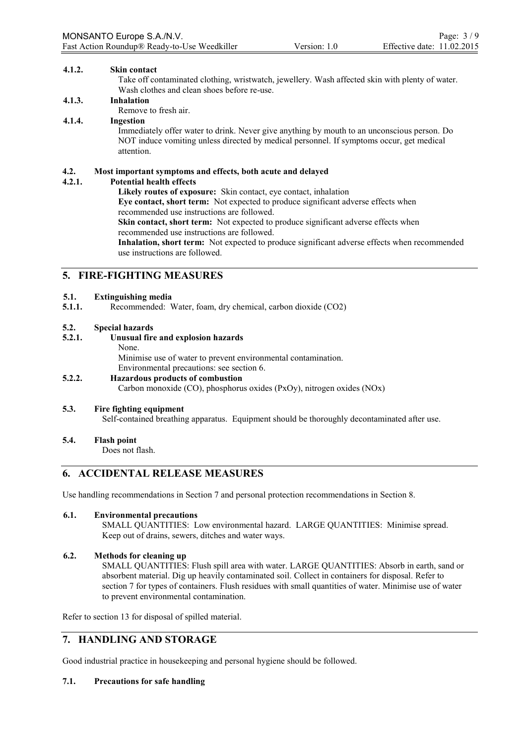#### 4.1.2. Skin contact

Take off contaminated clothing, wristwatch, jewellery. Wash affected skin with plenty of water. Wash clothes and clean shoes before re-use.

#### 4.1.3. Inhalation

Remove to fresh air.

#### 4.1.4. Ingestion

Immediately offer water to drink. Never give anything by mouth to an unconscious person. Do NOT induce vomiting unless directed by medical personnel. If symptoms occur, get medical attention.

### 4.2. Most important symptoms and effects, both acute and delayed

#### 4.2.1. Potential health effects

**Likely routes of exposure:** Skin contact, eye contact, inhalation
**Eye contact, short term:** Not expected to produce significant adverse effects when recommended use instructions are followed.
**Skin contact, short term:** Not expected to produce significant adverse effects when recommended use instructions are followed.
**Inhalation, short term:** Not expected to produce significant adverse effects when recommended use instructions are followed.

## 5. FIRE-FIGHTING MEASURES

### 5.1. Extinguishing media

**5.1.1.** Recommended: Water, foam, dry chemical, carbon dioxide ($CO_2$)

### 5.2. Special hazards

#### 5.2.1. Unusual fire and explosion hazards

None.
Minimise use of water to prevent environmental contamination.
Environmental precautions: see section 6.

#### 5.2.2. Hazardous products of combustion

Carbon monoxide (CO), phosphorus oxides ($P_xO_y$), nitrogen oxides ($NO_x$)

### 5.3. Fire fighting equipment

Self-contained breathing apparatus. Equipment should be thoroughly decontaminated after use.

### 5.4. Flash point

Does not flash.

## 6. ACCIDENTAL RELEASE MEASURES

Use handling recommendations in Section 7 and personal protection recommendations in Section 8.

### 6.1. Environmental precautions

SMALL QUANTITIES: Low environmental hazard. LARGE QUANTITIES: Minimise spread. Keep out of drains, sewers, ditches and water ways.

### 6.2. Methods for cleaning up

SMALL QUANTITIES: Flush spill area with water. LARGE QUANTITIES: Absorb in earth, sand or absorbent material. Dig up heavily contaminated soil. Collect in containers for disposal. Refer to section 7 for types of containers. Flush residues with small quantities of water. Minimise use of water to prevent environmental contamination.

Refer to section 13 for disposal of spilled material.

## 7. HANDLING AND STORAGE

Good industrial practice in housekeeping and personal hygiene should be followed.

### 7.1. Precautions for safe handling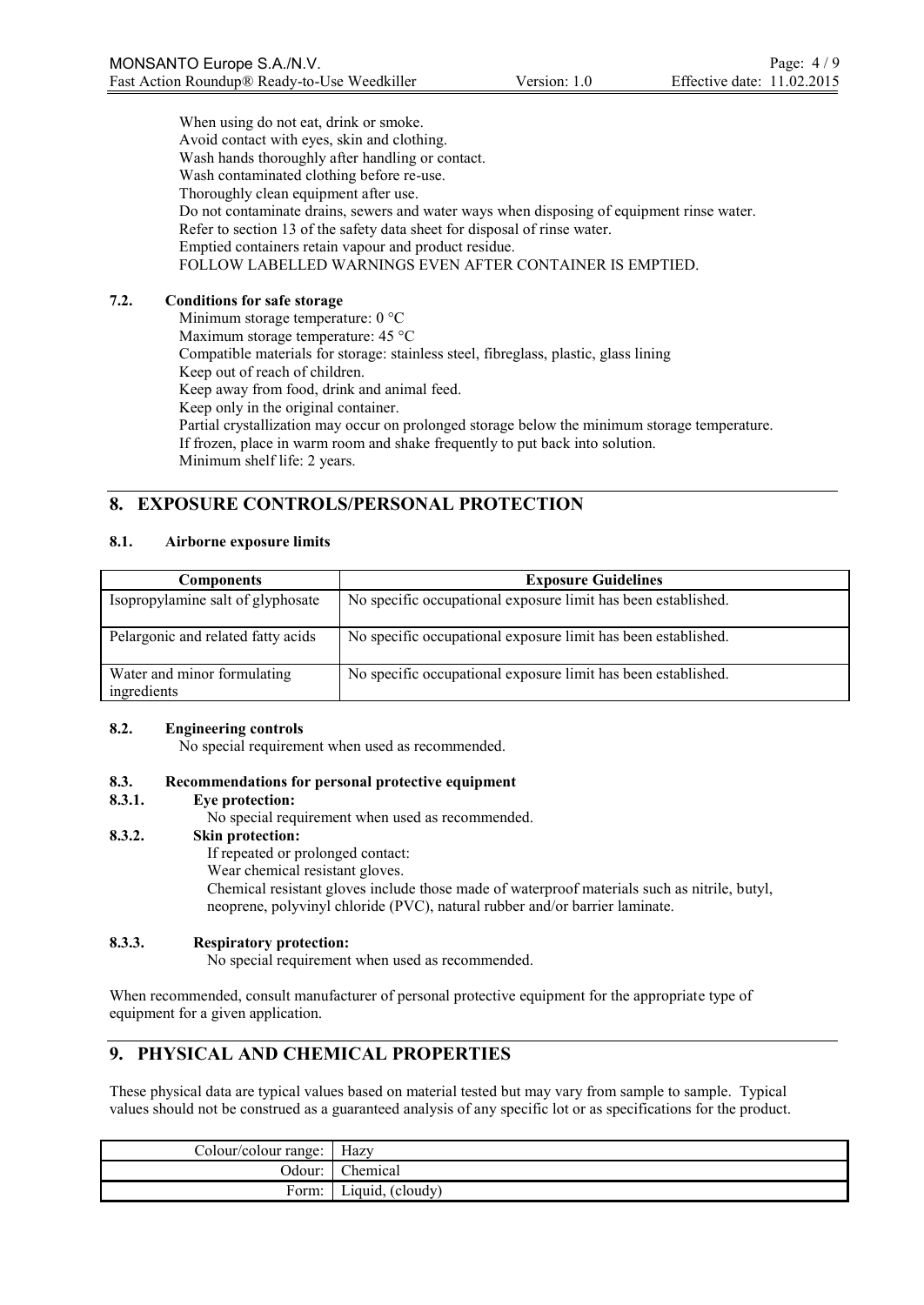When using do not eat, drink or smoke.
Avoid contact with eyes, skin and clothing.
Wash hands thoroughly after handling or contact.
Wash contaminated clothing before re-use.
Thoroughly clean equipment after use.
Do not contaminate drains, sewers and water ways when disposing of equipment rinse water.
Refer to section 13 of the safety data sheet for disposal of rinse water.
Emptied containers retain vapour and product residue.
FOLLOW LABELLED WARNINGS EVEN AFTER CONTAINER IS EMPTIED.

### 7.2. Conditions for safe storage

Minimum storage temperature: 0 °C
Maximum storage temperature: 45 °C
Compatible materials for storage: stainless steel, fibreglass, plastic, glass lining
Keep out of reach of children.
Keep away from food, drink and animal feed.
Keep only in the original container.
Partial crystallization may occur on prolonged storage below the minimum storage temperature.
If frozen, place in warm room and shake frequently to put back into solution.
Minimum shelf life: 2 years.

## 8. EXPOSURE CONTROLS/PERSONAL PROTECTION

### 8.1. Airborne exposure limits

| Components | Exposure Guidelines |
|---|---|
| Isopropylamine salt of glyphosate | No specific occupational exposure limit has been established. |
| Pelargonic and related fatty acids | No specific occupational exposure limit has been established. |
| Water and minor formulating ingredients | No specific occupational exposure limit has been established. |

### 8.2. Engineering controls

No special requirement when used as recommended.

### 8.3. Recommendations for personal protective equipment

#### 8.3.1. Eye protection:

No special requirement when used as recommended.

#### 8.3.2. Skin protection:

If repeated or prolonged contact:
Wear chemical resistant gloves.
Chemical resistant gloves include those made of waterproof materials such as nitrile, butyl, neoprene, polyvinyl chloride (PVC), natural rubber and/or barrier laminate.

#### 8.3.3. Respiratory protection:

No special requirement when used as recommended.

When recommended, consult manufacturer of personal protective equipment for the appropriate type of equipment for a given application.

## 9. PHYSICAL AND CHEMICAL PROPERTIES

These physical data are typical values based on material tested but may vary from sample to sample. Typical values should not be construed as a guaranteed analysis of any specific lot or as specifications for the product.

| | |
|---|---|
| Colour/colour range: | Hazy |
| Odour: | Chemical |
| Form: | Liquid, (cloudy) |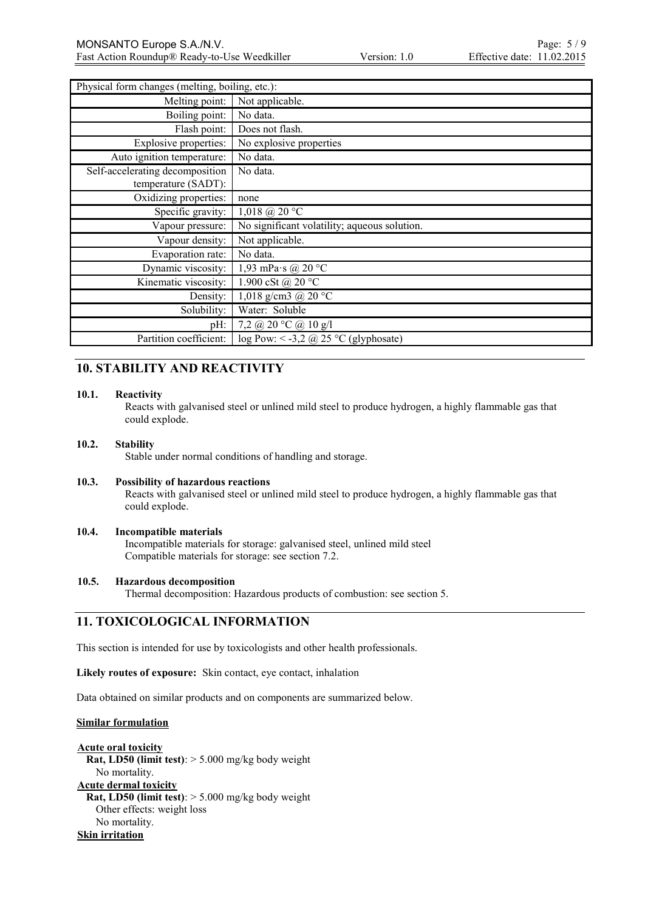| Physical form changes (melting, boiling, etc.): | |
| --- | --- |
| Melting point: | Not applicable. |
| Boiling point: | No data. |
| Flash point: | Does not flash. |
| Explosive properties: | No explosive properties |
| Auto ignition temperature: | No data. |
| Self-accelerating decomposition temperature (SADT): | No data. |
| Oxidizing properties: | none |
| Specific gravity: | 1,018 @ 20 °C |
| Vapour pressure: | No significant volatility; aqueous solution. |
| Vapour density: | Not applicable. |
| Evaporation rate: | No data. |
| Dynamic viscosity: | 1,93 mPa·s @ 20 °C |
| Kinematic viscosity: | 1.900 cSt @ 20 °C |
| Density: | 1,018 g/cm3 @ 20 °C |
| Solubility: | Water: Soluble |
| pH: | 7,2 @ 20 °C @ 10 g/l |
| Partition coefficient: | log Pow: < -3,2 @ 25 °C (glyphosate) |

## 10. STABILITY AND REACTIVITY

**10.1. Reactivity**

Reacts with galvanised steel or unlined mild steel to produce hydrogen, a highly flammable gas that could explode.

**10.2. Stability**

Stable under normal conditions of handling and storage.

**10.3. Possibility of hazardous reactions**

Reacts with galvanised steel or unlined mild steel to produce hydrogen, a highly flammable gas that could explode.

**10.4. Incompatible materials**

Incompatible materials for storage: galvanised steel, unlined mild steel
Compatible materials for storage: see section 7.2.

**10.5. Hazardous decomposition**

Thermal decomposition: Hazardous products of combustion: see section 5.

## 11. TOXICOLOGICAL INFORMATION

This section is intended for use by toxicologists and other health professionals.

**Likely routes of exposure:** Skin contact, eye contact, inhalation

Data obtained on similar products and on components are summarized below.

**Similar formulation**

**Acute oral toxicity**
**Rat, LD50 (limit test)**: > 5.000 mg/kg body weight
No mortality.

**Acute dermal toxicity**
**Rat, LD50 (limit test)**: > 5.000 mg/kg body weight
Other effects: weight loss
No mortality.

**Skin irritation**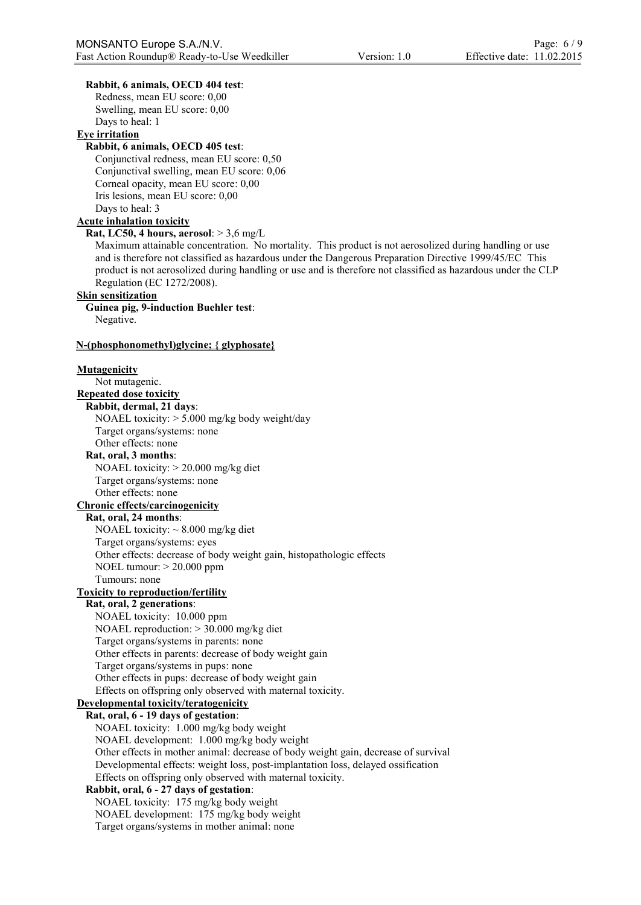**Rabbit, 6 animals, OECD 404 test**:

Redness, mean EU score: 0,00
Swelling, mean EU score: 0,00
Days to heal: 1

**Eye irritation**

**Rabbit, 6 animals, OECD 405 test**:

Conjunctival redness, mean EU score: 0,50
Conjunctival swelling, mean EU score: 0,06
Corneal opacity, mean EU score: 0,00
Iris lesions, mean EU score: 0,00
Days to heal: 3

**Acute inhalation toxicity**

**Rat, LC50, 4 hours, aerosol**: > 3,6 mg/L

Maximum attainable concentration. No mortality. This product is not aerosolized during handling or use and is therefore not classified as hazardous under the Dangerous Preparation Directive 1999/45/EC This product is not aerosolized during handling or use and is therefore not classified as hazardous under the CLP Regulation (EC 1272/2008).

**Skin sensitization**

**Guinea pig, 9-induction Buehler test**:

Negative.

**N-(phosphonomethyl)glycine; { glyphosate}**

**Mutagenicity**

Not mutagenic.

**Repeated dose toxicity**

**Rabbit, dermal, 21 days**:

NOAEL toxicity: > 5.000 mg/kg body weight/day
Target organs/systems: none
Other effects: none

**Rat, oral, 3 months**:

NOAEL toxicity: > 20.000 mg/kg diet
Target organs/systems: none
Other effects: none

**Chronic effects/carcinogenicity**

**Rat, oral, 24 months**:

NOAEL toxicity: ~ 8.000 mg/kg diet
Target organs/systems: eyes
Other effects: decrease of body weight gain, histopathologic effects
NOEL tumour: > 20.000 ppm
Tumours: none

**Toxicity to reproduction/fertility**

**Rat, oral, 2 generations**:

NOAEL toxicity: 10.000 ppm
NOAEL reproduction: > 30.000 mg/kg diet
Target organs/systems in parents: none
Other effects in parents: decrease of body weight gain
Target organs/systems in pups: none
Other effects in pups: decrease of body weight gain
Effects on offspring only observed with maternal toxicity.

**Developmental toxicity/teratogenicity**

**Rat, oral, 6 - 19 days of gestation**:

NOAEL toxicity: 1.000 mg/kg body weight
NOAEL development: 1.000 mg/kg body weight
Other effects in mother animal: decrease of body weight gain, decrease of survival
Developmental effects: weight loss, post-implantation loss, delayed ossification
Effects on offspring only observed with maternal toxicity.

**Rabbit, oral, 6 - 27 days of gestation**:

NOAEL toxicity: 175 mg/kg body weight
NOAEL development: 175 mg/kg body weight
Target organs/systems in mother animal: none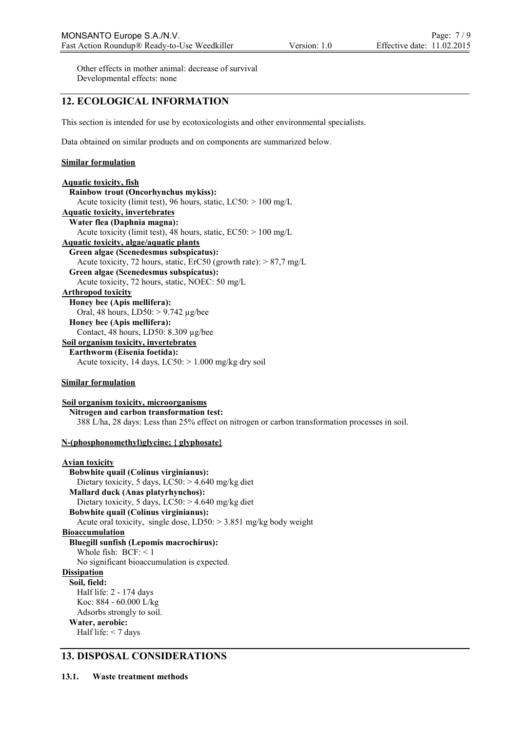Other effects in mother animal: decrease of survival
Developmental effects: none

## 12. ECOLOGICAL INFORMATION

This section is intended for use by ecotoxicologists and other environmental specialists.

Data obtained on similar products and on components are summarized below.

**Similar formulation**

**Aquatic toxicity, fish**
**Rainbow trout (Oncorhynchus mykiss):**
Acute toxicity (limit test), 96 hours, static, LC50: > 100 mg/L
**Aquatic toxicity, invertebrates**
**Water flea (Daphnia magna):**
Acute toxicity (limit test), 48 hours, static, EC50: > 100 mg/L
**Aquatic toxicity, algae/aquatic plants**
**Green algae (Scenedesmus subspicatus):**
Acute toxicity, 72 hours, static, ErC50 (growth rate): > 87,7 mg/L
**Green algae (Scenedesmus subspicatus):**
Acute toxicity, 72 hours, static, NOEC: 50 mg/L
**Arthropod toxicity**
**Honey bee (Apis mellifera):**
Oral, 48 hours, LD50: > 9.742 µg/bee
**Honey bee (Apis mellifera):**
Contact, 48 hours, LD50: 8.309 µg/bee
**Soil organism toxicity, invertebrates**
**Earthworm (Eisenia foetida):**
Acute toxicity, 14 days, LC50: > 1.000 mg/kg dry soil

**Similar formulation**

**Soil organism toxicity, microorganisms**
**Nitrogen and carbon transformation test:**
388 L/ha, 28 days: Less than 25% effect on nitrogen or carbon transformation processes in soil.

**N-(phosphonomethyl)glycine; { glyphosate}**

**Avian toxicity**
**Bobwhite quail (Colinus virginianus):**
Dietary toxicity, 5 days, LC50: > 4.640 mg/kg diet
**Mallard duck (Anas platyrhynchos):**
Dietary toxicity, 5 days, LC50: > 4.640 mg/kg diet
**Bobwhite quail (Colinus virginianus):**
Acute oral toxicity, single dose, LD50: > 3.851 mg/kg body weight
**Bioaccumulation**
**Bluegill sunfish (Lepomis macrochirus):**
Whole fish: BCF: < 1
No significant bioaccumulation is expected.
**Dissipation**
**Soil, field:**
Half life: 2 - 174 days
Koc: 884 - 60.000 L/kg
Adsorbs strongly to soil.
**Water, aerobic:**
Half life: < 7 days

## 13. DISPOSAL CONSIDERATIONS

### 13.1. Waste treatment methods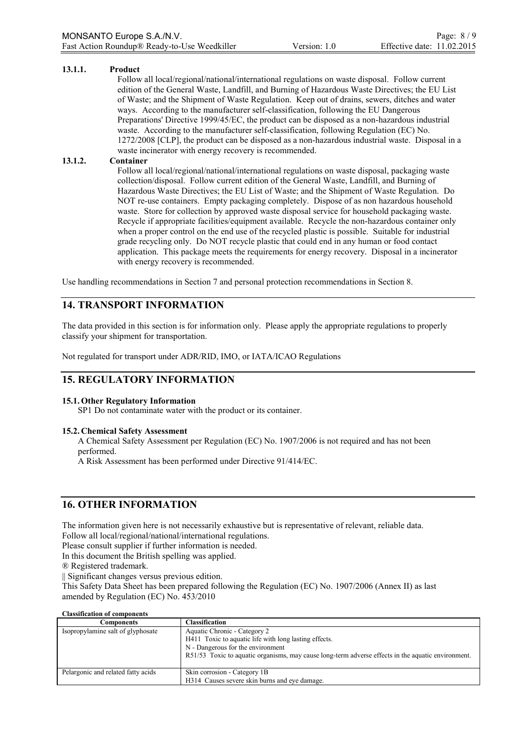#### 13.1.1. Product

Follow all local/regional/national/international regulations on waste disposal. Follow current edition of the General Waste, Landfill, and Burning of Hazardous Waste Directives; the EU List of Waste; and the Shipment of Waste Regulation. Keep out of drains, sewers, ditches and water ways. According to the manufacturer self-classification, following the EU Dangerous Preparations' Directive 1999/45/EC, the product can be disposed as a non-hazardous industrial waste. According to the manufacturer self-classification, following Regulation (EC) No. 1272/2008 [CLP], the product can be disposed as a non-hazardous industrial waste. Disposal in a waste incinerator with energy recovery is recommended.

#### 13.1.2. Container

Follow all local/regional/national/international regulations on waste disposal, packaging waste collection/disposal. Follow current edition of the General Waste, Landfill, and Burning of Hazardous Waste Directives; the EU List of Waste; and the Shipment of Waste Regulation. Do NOT re-use containers. Empty packaging completely. Dispose of as non hazardous household waste. Store for collection by approved waste disposal service for household packaging waste. Recycle if appropriate facilities/equipment available. Recycle the non-hazardous container only when a proper control on the end use of the recycled plastic is possible. Suitable for industrial grade recycling only. Do NOT recycle plastic that could end in any human or food contact application. This package meets the requirements for energy recovery. Disposal in a incinerator with energy recovery is recommended.

Use handling recommendations in Section 7 and personal protection recommendations in Section 8.

## 14. TRANSPORT INFORMATION

The data provided in this section is for information only. Please apply the appropriate regulations to properly classify your shipment for transportation.

Not regulated for transport under ADR/RID, IMO, or IATA/ICAO Regulations

## 15. REGULATORY INFORMATION

### 15.1. Other Regulatory Information

SP1 Do not contaminate water with the product or its container.

### 15.2. Chemical Safety Assessment

A Chemical Safety Assessment per Regulation (EC) No. 1907/2006 is not required and has not been performed.

A Risk Assessment has been performed under Directive 91/414/EC.

## 16. OTHER INFORMATION

The information given here is not necessarily exhaustive but is representative of relevant, reliable data.
Follow all local/regional/national/international regulations.
Please consult supplier if further information is needed.
In this document the British spelling was applied.
® Registered trademark.
|| Significant changes versus previous edition.
This Safety Data Sheet has been prepared following the Regulation (EC) No. 1907/2006 (Annex II) as last amended by Regulation (EC) No. 453/2010

**Classification of components**

| Components | Classification |
|---|---|
| Isopropylamine salt of glyphosate | Aquatic Chronic - Category 2<br>H411 Toxic to aquatic life with long lasting effects.<br>N - Dangerous for the environment<br>R51/53 Toxic to aquatic organisms, may cause long-term adverse effects in the aquatic environment. |
| Pelargonic and related fatty acids | Skin corrosion - Category 1B<br>H314 Causes severe skin burns and eye damage. |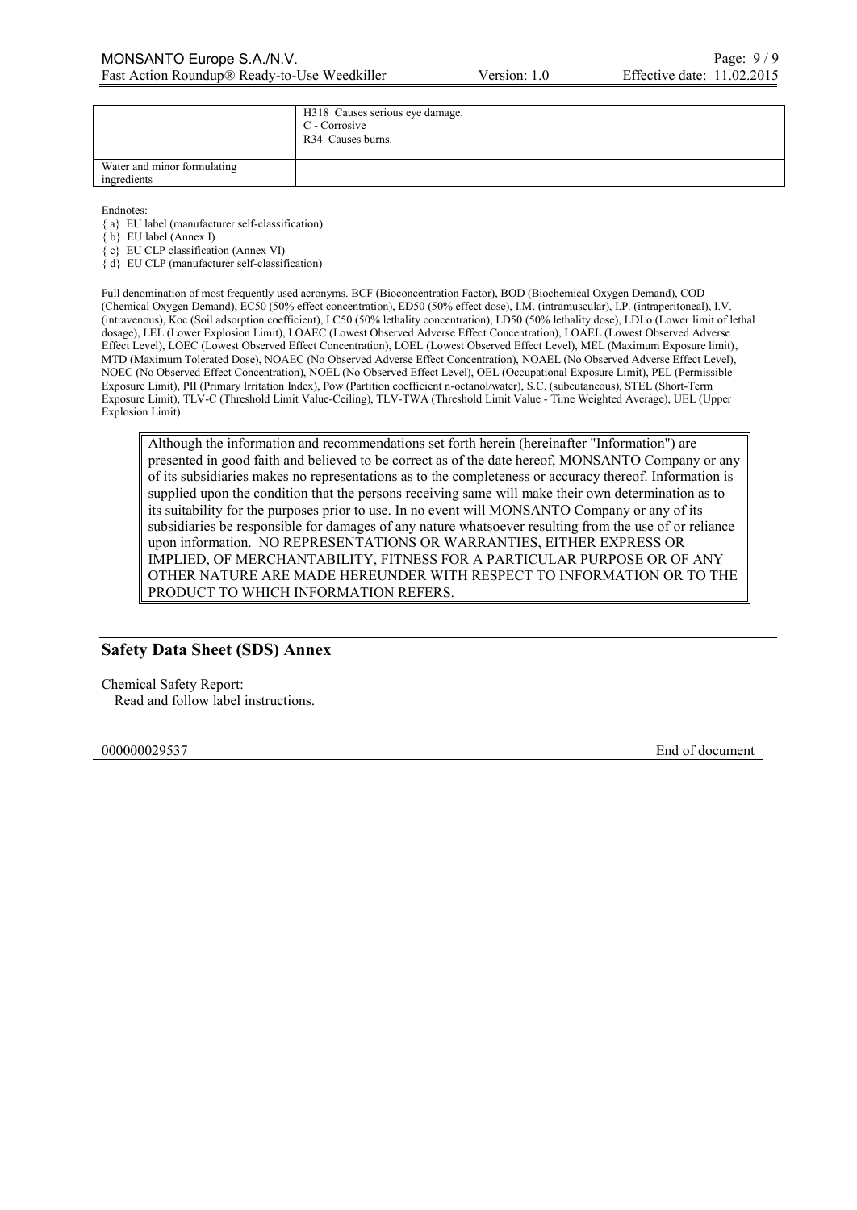| | |
|---|---|
| | H318 Causes serious eye damage.<br>C - Corrosive<br>R34 Causes burns. |
| Water and minor formulating ingredients | |

Endnotes:

{ a} EU label (manufacturer self-classification)

{ b} EU label (Annex I)

{ c} EU CLP classification (Annex VI)

{ d} EU CLP (manufacturer self-classification)

Full denomination of most frequently used acronyms. BCF (Bioconcentration Factor), BOD (Biochemical Oxygen Demand), COD (Chemical Oxygen Demand), EC50 (50% effect concentration), ED50 (50% effect dose), I.M. (intramuscular), I.P. (intraperitoneal), I.V. (intravenous), Koc (Soil adsorption coefficient), LC50 (50% lethality concentration), LD50 (50% lethality dose), LDLo (Lower limit of lethal dosage), LEL (Lower Explosion Limit), LOAEC (Lowest Observed Adverse Effect Concentration), LOAEL (Lowest Observed Adverse Effect Level), LOEC (Lowest Observed Effect Concentration), LOEL (Lowest Observed Effect Level), MEL (Maximum Exposure limit), MTD (Maximum Tolerated Dose), NOAEC (No Observed Adverse Effect Concentration), NOAEL (No Observed Adverse Effect Level), NOEC (No Observed Effect Concentration), NOEL (No Observed Effect Level), OEL (Occupational Exposure Limit), PEL (Permissible Exposure Limit), PII (Primary Irritation Index), Pow (Partition coefficient n-octanol/water), S.C. (subcutaneous), STEL (Short-Term Exposure Limit), TLV-C (Threshold Limit Value-Ceiling), TLV-TWA (Threshold Limit Value - Time Weighted Average), UEL (Upper Explosion Limit)

Although the information and recommendations set forth herein (hereinafter "Information") are presented in good faith and believed to be correct as of the date hereof, MONSANTO Company or any of its subsidiaries makes no representations as to the completeness or accuracy thereof. Information is supplied upon the condition that the persons receiving same will make their own determination as to its suitability for the purposes prior to use. In no event will MONSANTO Company or any of its subsidiaries be responsible for damages of any nature whatsoever resulting from the use of or reliance upon information. NO REPRESENTATIONS OR WARRANTIES, EITHER EXPRESS OR IMPLIED, OF MERCHANTABILITY, FITNESS FOR A PARTICULAR PURPOSE OR OF ANY OTHER NATURE ARE MADE HEREUNDER WITH RESPECT TO INFORMATION OR TO THE PRODUCT TO WHICH INFORMATION REFERS.

## Safety Data Sheet (SDS) Annex

Chemical Safety Report:
Read and follow label instructions.

000000029537 End of document